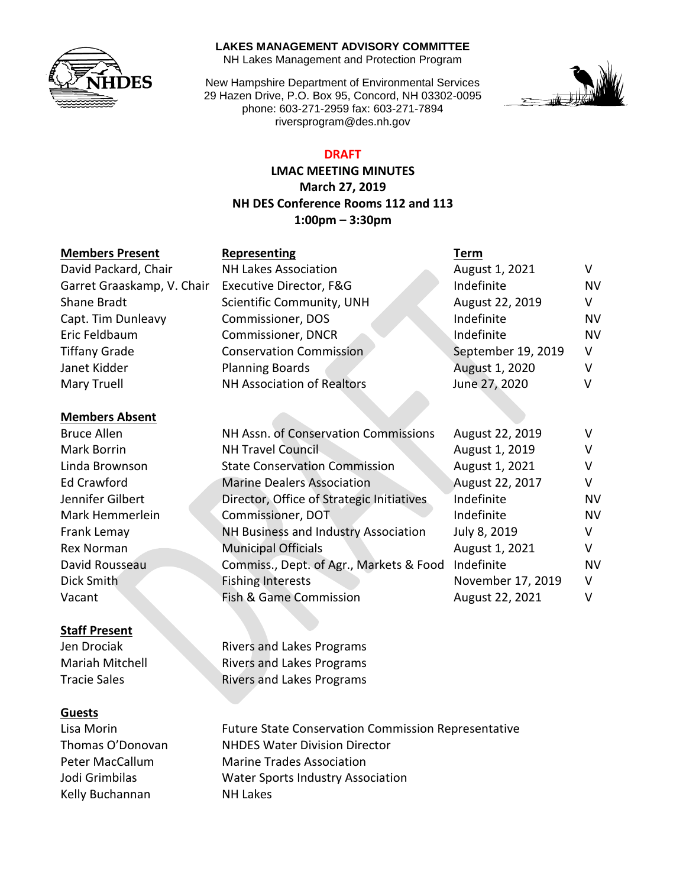**LAKES MANAGEMENT ADVISORY COMMITTEE**
NH Lakes Management and Protection Program

New Hampshire Department of Environmental Services
29 Hazen Drive, P.O. Box 95, Concord, NH 03302-0095
phone: 603-271-2959 fax: 603-271-7894
riversprogram@des.nh.gov

**DRAFT**

# LMAC MEETING MINUTES
**March 27, 2019**
**NH DES Conference Rooms 112 and 113**
**1:00pm – 3:30pm**

| Members Present | Representing | Term | |
|---|---|---|---|
| David Packard, Chair | NH Lakes Association | August 1, 2021 | V |
| Garret Graaskamp, V. Chair | Executive Director, F&G | Indefinite | NV |
| Shane Bradt | Scientific Community, UNH | August 22, 2019 | V |
| Capt. Tim Dunleavy | Commissioner, DOS | Indefinite | NV |
| Eric Feldbaum | Commissioner, DNCR | Indefinite | NV |
| Tiffany Grade | Conservation Commission | September 19, 2019 | V |
| Janet Kidder | Planning Boards | August 1, 2020 | V |
| Mary Truell | NH Association of Realtors | June 27, 2020 | V |

| Members Absent | | | |
|---|---|---|---|
| Bruce Allen | NH Assn. of Conservation Commissions | August 22, 2019 | V |
| Mark Borrin | NH Travel Council | August 1, 2019 | V |
| Linda Brownson | State Conservation Commission | August 1, 2021 | V |
| Ed Crawford | Marine Dealers Association | August 22, 2017 | V |
| Jennifer Gilbert | Director, Office of Strategic Initiatives | Indefinite | NV |
| Mark Hemmerlein | Commissioner, DOT | Indefinite | NV |
| Frank Lemay | NH Business and Industry Association | July 8, 2019 | V |
| Rex Norman | Municipal Officials | August 1, 2021 | V |
| David Rousseau | Commiss., Dept. of Agr., Markets & Food | Indefinite | NV |
| Dick Smith | Fishing Interests | November 17, 2019 | V |
| Vacant | Fish & Game Commission | August 22, 2021 | V |

**Staff Present**

| | |
|---|---|
| Jen Drociak | Rivers and Lakes Programs |
| Mariah Mitchell | Rivers and Lakes Programs |
| Tracie Sales | Rivers and Lakes Programs |

**Guests**

| | |
|---|---|
| Lisa Morin | Future State Conservation Commission Representative |
| Thomas O'Donovan | NHDES Water Division Director |
| Peter MacCallum | Marine Trades Association |
| Jodi Grimbilas | Water Sports Industry Association |
| Kelly Buchannan | NH Lakes |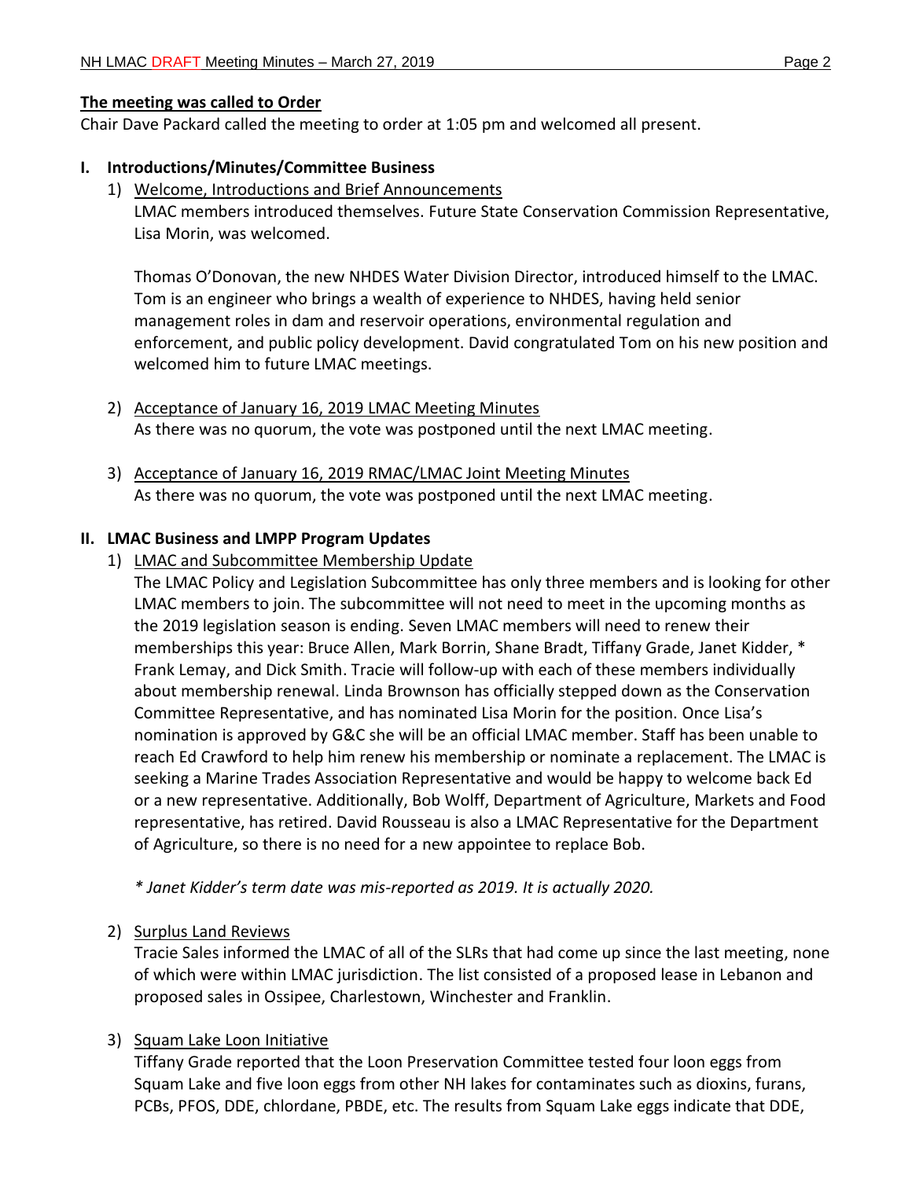**The meeting was called to Order**

Chair Dave Packard called the meeting to order at 1:05 pm and welcomed all present.

## I. Introductions/Minutes/Committee Business

1) Welcome, Introductions and Brief Announcements

   LMAC members introduced themselves. Future State Conservation Commission Representative, Lisa Morin, was welcomed.

   Thomas O'Donovan, the new NHDES Water Division Director, introduced himself to the LMAC. Tom is an engineer who brings a wealth of experience to NHDES, having held senior management roles in dam and reservoir operations, environmental regulation and enforcement, and public policy development. David congratulated Tom on his new position and welcomed him to future LMAC meetings.

2) Acceptance of January 16, 2019 LMAC Meeting Minutes

   As there was no quorum, the vote was postponed until the next LMAC meeting.

3) Acceptance of January 16, 2019 RMAC/LMAC Joint Meeting Minutes

   As there was no quorum, the vote was postponed until the next LMAC meeting.

## II. LMAC Business and LMPP Program Updates

1) LMAC and Subcommittee Membership Update

   The LMAC Policy and Legislation Subcommittee has only three members and is looking for other LMAC members to join. The subcommittee will not need to meet in the upcoming months as the 2019 legislation season is ending. Seven LMAC members will need to renew their memberships this year: Bruce Allen, Mark Borrin, Shane Bradt, Tiffany Grade, Janet Kidder, * Frank Lemay, and Dick Smith. Tracie will follow-up with each of these members individually about membership renewal. Linda Brownson has officially stepped down as the Conservation Committee Representative, and has nominated Lisa Morin for the position. Once Lisa's nomination is approved by G&C she will be an official LMAC member. Staff has been unable to reach Ed Crawford to help him renew his membership or nominate a replacement. The LMAC is seeking a Marine Trades Association Representative and would be happy to welcome back Ed or a new representative. Additionally, Bob Wolff, Department of Agriculture, Markets and Food representative, has retired. David Rousseau is also a LMAC Representative for the Department of Agriculture, so there is no need for a new appointee to replace Bob.

   *\* Janet Kidder's term date was mis-reported as 2019. It is actually 2020.*

2) Surplus Land Reviews

   Tracie Sales informed the LMAC of all of the SLRs that had come up since the last meeting, none of which were within LMAC jurisdiction. The list consisted of a proposed lease in Lebanon and proposed sales in Ossipee, Charlestown, Winchester and Franklin.

3) Squam Lake Loon Initiative

   Tiffany Grade reported that the Loon Preservation Committee tested four loon eggs from Squam Lake and five loon eggs from other NH lakes for contaminates such as dioxins, furans, PCBs, PFOS, DDE, chlordane, PBDE, etc. The results from Squam Lake eggs indicate that DDE,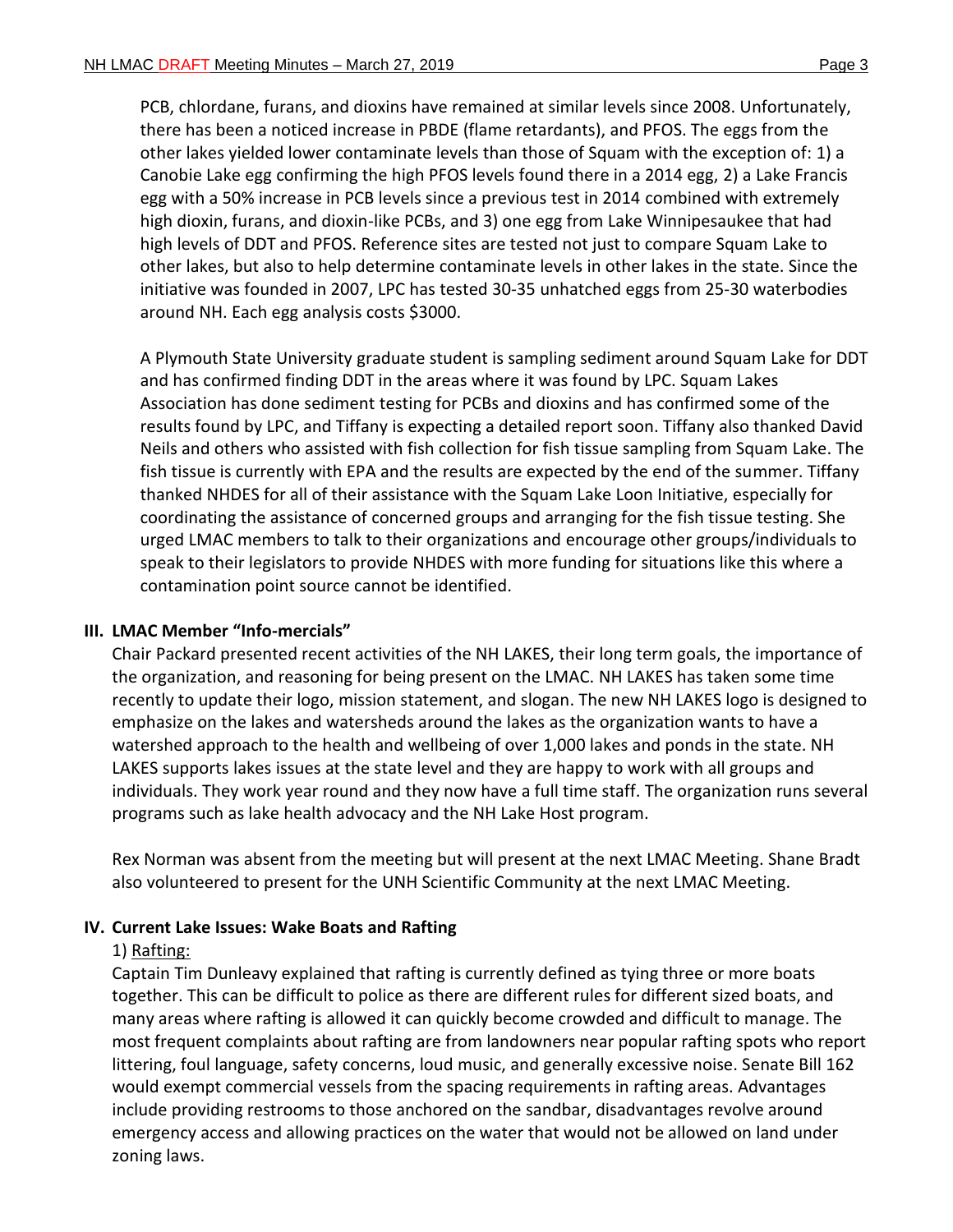PCB, chlordane, furans, and dioxins have remained at similar levels since 2008. Unfortunately, there has been a noticed increase in PBDE (flame retardants), and PFOS. The eggs from the other lakes yielded lower contaminate levels than those of Squam with the exception of: 1) a Canobie Lake egg confirming the high PFOS levels found there in a 2014 egg, 2) a Lake Francis egg with a 50% increase in PCB levels since a previous test in 2014 combined with extremely high dioxin, furans, and dioxin-like PCBs, and 3) one egg from Lake Winnipesaukee that had high levels of DDT and PFOS. Reference sites are tested not just to compare Squam Lake to other lakes, but also to help determine contaminate levels in other lakes in the state. Since the initiative was founded in 2007, LPC has tested 30-35 unhatched eggs from 25-30 waterbodies around NH. Each egg analysis costs $3000.

A Plymouth State University graduate student is sampling sediment around Squam Lake for DDT and has confirmed finding DDT in the areas where it was found by LPC. Squam Lakes Association has done sediment testing for PCBs and dioxins and has confirmed some of the results found by LPC, and Tiffany is expecting a detailed report soon. Tiffany also thanked David Neils and others who assisted with fish collection for fish tissue sampling from Squam Lake. The fish tissue is currently with EPA and the results are expected by the end of the summer. Tiffany thanked NHDES for all of their assistance with the Squam Lake Loon Initiative, especially for coordinating the assistance of concerned groups and arranging for the fish tissue testing. She urged LMAC members to talk to their organizations and encourage other groups/individuals to speak to their legislators to provide NHDES with more funding for situations like this where a contamination point source cannot be identified.

## III. LMAC Member "Info-mercials"

Chair Packard presented recent activities of the NH LAKES, their long term goals, the importance of the organization, and reasoning for being present on the LMAC. NH LAKES has taken some time recently to update their logo, mission statement, and slogan. The new NH LAKES logo is designed to emphasize on the lakes and watersheds around the lakes as the organization wants to have a watershed approach to the health and wellbeing of over 1,000 lakes and ponds in the state. NH LAKES supports lakes issues at the state level and they are happy to work with all groups and individuals. They work year round and they now have a full time staff. The organization runs several programs such as lake health advocacy and the NH Lake Host program.

Rex Norman was absent from the meeting but will present at the next LMAC Meeting. Shane Bradt also volunteered to present for the UNH Scientific Community at the next LMAC Meeting.

## IV. Current Lake Issues: Wake Boats and Rafting

1) Rafting:

Captain Tim Dunleavy explained that rafting is currently defined as tying three or more boats together. This can be difficult to police as there are different rules for different sized boats, and many areas where rafting is allowed it can quickly become crowded and difficult to manage. The most frequent complaints about rafting are from landowners near popular rafting spots who report littering, foul language, safety concerns, loud music, and generally excessive noise. Senate Bill 162 would exempt commercial vessels from the spacing requirements in rafting areas. Advantages include providing restrooms to those anchored on the sandbar, disadvantages revolve around emergency access and allowing practices on the water that would not be allowed on land under zoning laws.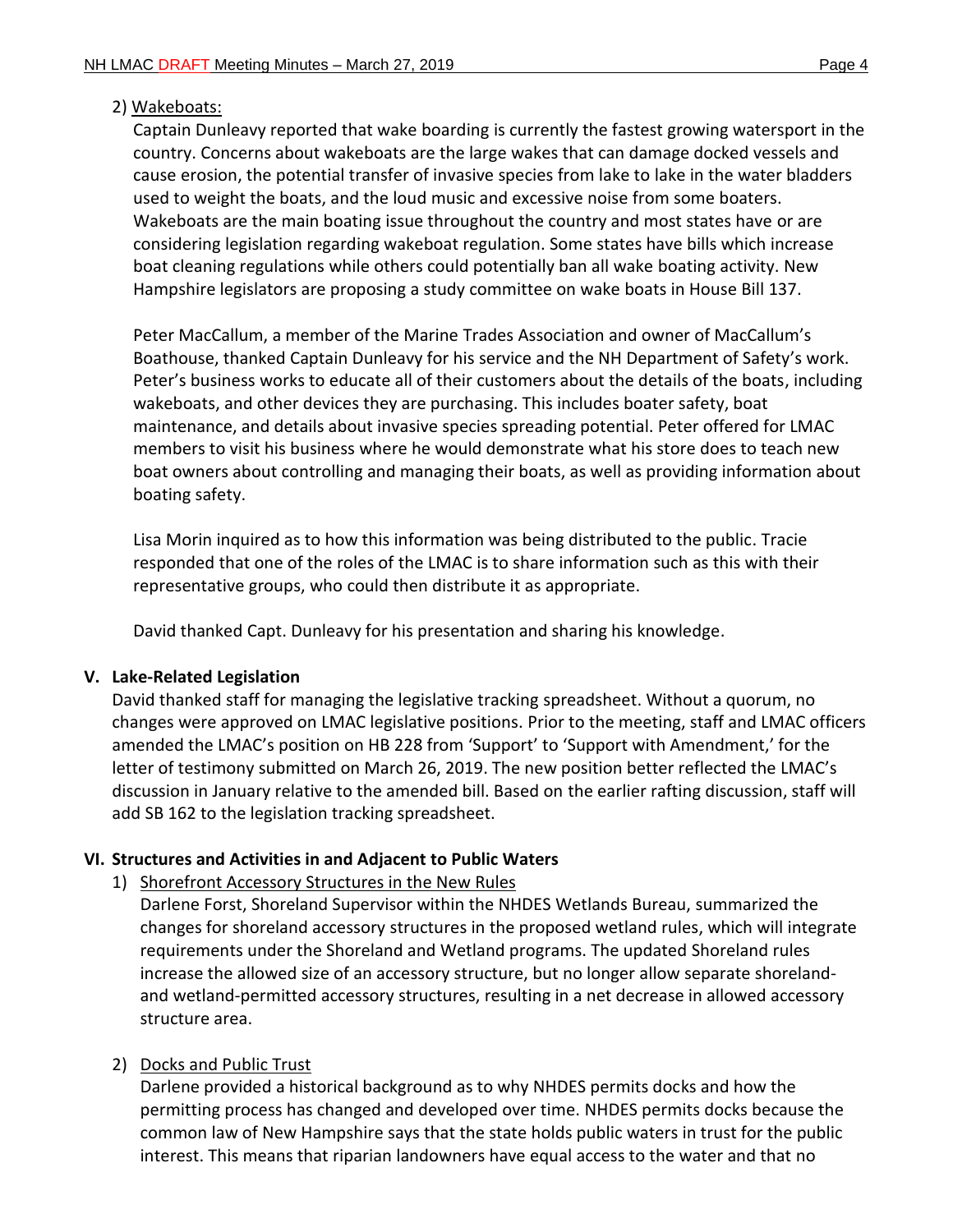2) Wakeboats:

Captain Dunleavy reported that wake boarding is currently the fastest growing watersport in the country. Concerns about wakeboats are the large wakes that can damage docked vessels and cause erosion, the potential transfer of invasive species from lake to lake in the water bladders used to weight the boats, and the loud music and excessive noise from some boaters. Wakeboats are the main boating issue throughout the country and most states have or are considering legislation regarding wakeboat regulation. Some states have bills which increase boat cleaning regulations while others could potentially ban all wake boating activity. New Hampshire legislators are proposing a study committee on wake boats in House Bill 137.

Peter MacCallum, a member of the Marine Trades Association and owner of MacCallum's Boathouse, thanked Captain Dunleavy for his service and the NH Department of Safety's work. Peter's business works to educate all of their customers about the details of the boats, including wakeboats, and other devices they are purchasing. This includes boater safety, boat maintenance, and details about invasive species spreading potential. Peter offered for LMAC members to visit his business where he would demonstrate what his store does to teach new boat owners about controlling and managing their boats, as well as providing information about boating safety.

Lisa Morin inquired as to how this information was being distributed to the public. Tracie responded that one of the roles of the LMAC is to share information such as this with their representative groups, who could then distribute it as appropriate.

David thanked Capt. Dunleavy for his presentation and sharing his knowledge.

## V. Lake-Related Legislation

David thanked staff for managing the legislative tracking spreadsheet. Without a quorum, no changes were approved on LMAC legislative positions. Prior to the meeting, staff and LMAC officers amended the LMAC's position on HB 228 from 'Support' to 'Support with Amendment,' for the letter of testimony submitted on March 26, 2019. The new position better reflected the LMAC's discussion in January relative to the amended bill. Based on the earlier rafting discussion, staff will add SB 162 to the legislation tracking spreadsheet.

## VI. Structures and Activities in and Adjacent to Public Waters

1) Shorefront Accessory Structures in the New Rules

Darlene Forst, Shoreland Supervisor within the NHDES Wetlands Bureau, summarized the changes for shoreland accessory structures in the proposed wetland rules, which will integrate requirements under the Shoreland and Wetland programs. The updated Shoreland rules increase the allowed size of an accessory structure, but no longer allow separate shoreland- and wetland-permitted accessory structures, resulting in a net decrease in allowed accessory structure area.

2) Docks and Public Trust

Darlene provided a historical background as to why NHDES permits docks and how the permitting process has changed and developed over time. NHDES permits docks because the common law of New Hampshire says that the state holds public waters in trust for the public interest. This means that riparian landowners have equal access to the water and that no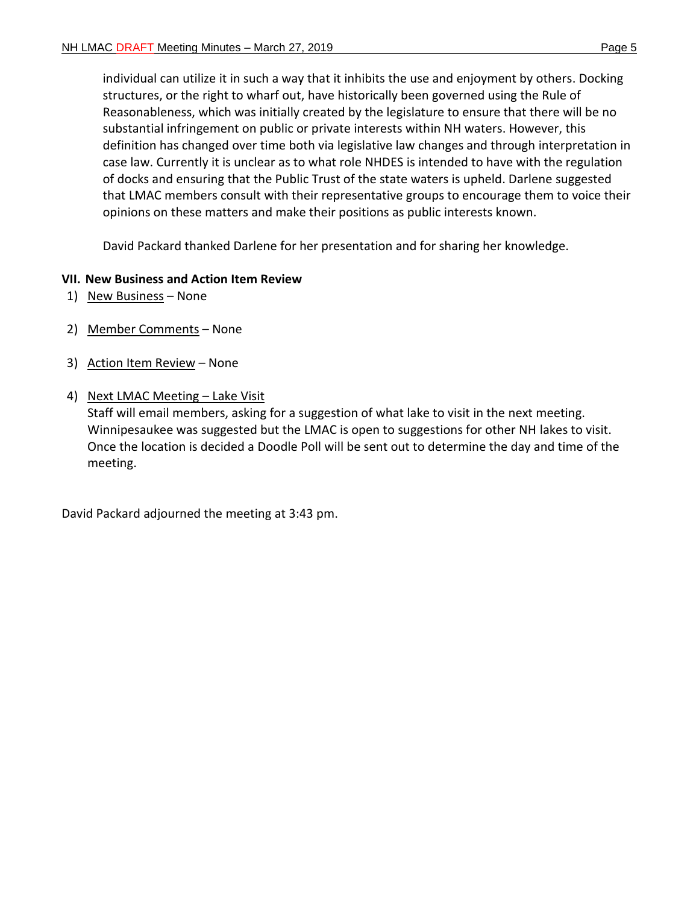individual can utilize it in such a way that it inhibits the use and enjoyment by others. Docking structures, or the right to wharf out, have historically been governed using the Rule of Reasonableness, which was initially created by the legislature to ensure that there will be no substantial infringement on public or private interests within NH waters. However, this definition has changed over time both via legislative law changes and through interpretation in case law. Currently it is unclear as to what role NHDES is intended to have with the regulation of docks and ensuring that the Public Trust of the state waters is upheld. Darlene suggested that LMAC members consult with their representative groups to encourage them to voice their opinions on these matters and make their positions as public interests known.

David Packard thanked Darlene for her presentation and for sharing her knowledge.

**VII. New Business and Action Item Review**

1) New Business – None

2) Member Comments – None

3) Action Item Review – None

4) Next LMAC Meeting – Lake Visit
   Staff will email members, asking for a suggestion of what lake to visit in the next meeting. Winnipesaukee was suggested but the LMAC is open to suggestions for other NH lakes to visit. Once the location is decided a Doodle Poll will be sent out to determine the day and time of the meeting.

David Packard adjourned the meeting at 3:43 pm.